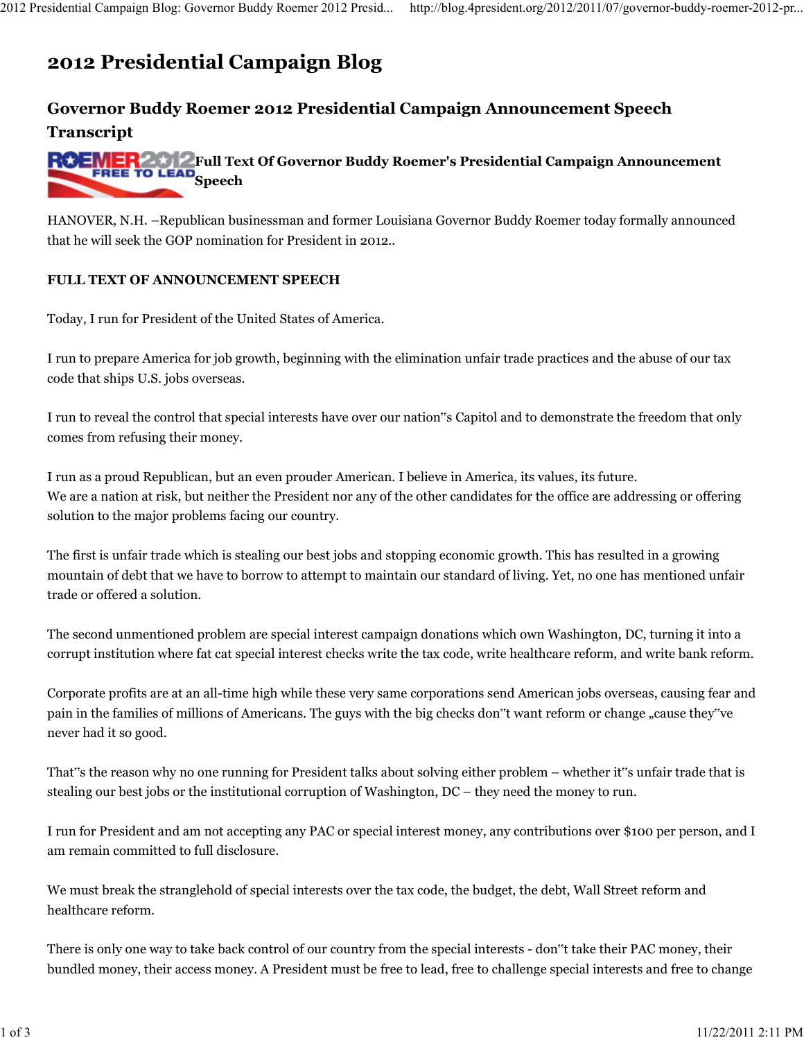# 2012 Presidential Campaign Blog

## Governor Buddy Roemer 2012 Presidential Campaign Announcement Speech Transcript

**Full Text Of Governor Buddy Roemer's Presidential Campaign Announcement Speech**

HANOVER, N.H. –Republican businessman and former Louisiana Governor Buddy Roemer today formally announced that he will seek the GOP nomination for President in 2012..

**FULL TEXT OF ANNOUNCEMENT SPEECH**

Today, I run for President of the United States of America.

I run to prepare America for job growth, beginning with the elimination unfair trade practices and the abuse of our tax code that ships U.S. jobs overseas.

I run to reveal the control that special interests have over our nation‟s Capitol and to demonstrate the freedom that only comes from refusing their money.

I run as a proud Republican, but an even prouder American. I believe in America, its values, its future.
We are a nation at risk, but neither the President nor any of the other candidates for the office are addressing or offering solution to the major problems facing our country.

The first is unfair trade which is stealing our best jobs and stopping economic growth. This has resulted in a growing mountain of debt that we have to borrow to attempt to maintain our standard of living. Yet, no one has mentioned unfair trade or offered a solution.

The second unmentioned problem are special interest campaign donations which own Washington, DC, turning it into a corrupt institution where fat cat special interest checks write the tax code, write healthcare reform, and write bank reform.

Corporate profits are at an all-time high while these very same corporations send American jobs overseas, causing fear and pain in the families of millions of Americans. The guys with the big checks don‟t want reform or change „cause they‟ve never had it so good.

That‟s the reason why no one running for President talks about solving either problem – whether it‟s unfair trade that is stealing our best jobs or the institutional corruption of Washington, DC – they need the money to run.

I run for President and am not accepting any PAC or special interest money, any contributions over $100 per person, and I am remain committed to full disclosure.

We must break the stranglehold of special interests over the tax code, the budget, the debt, Wall Street reform and healthcare reform.

There is only one way to take back control of our country from the special interests - don‟t take their PAC money, their bundled money, their access money. A President must be free to lead, free to challenge special interests and free to change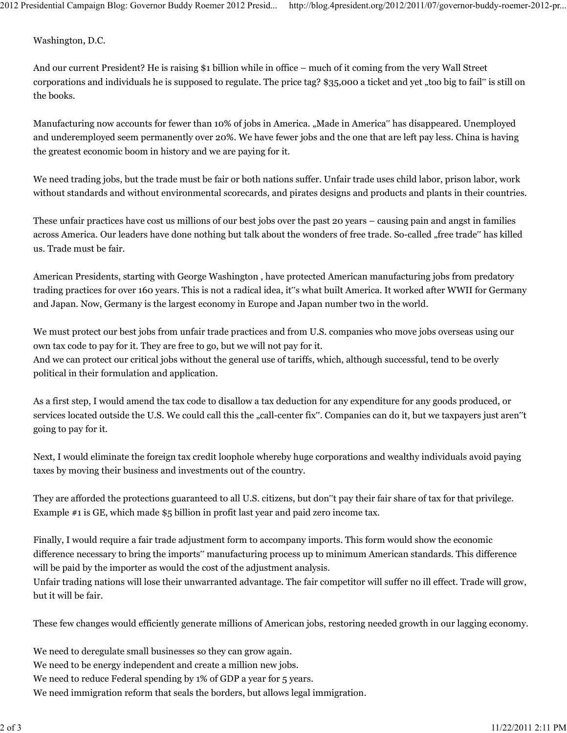Washington, D.C.

And our current President? He is raising $1 billion while in office – much of it coming from the very Wall Street corporations and individuals he is supposed to regulate. The price tag? $35,000 a ticket and yet „too big to fail" is still on the books.

Manufacturing now accounts for fewer than 10% of jobs in America. „Made in America" has disappeared. Unemployed and underemployed seem permanently over 20%. We have fewer jobs and the one that are left pay less. China is having the greatest economic boom in history and we are paying for it.

We need trading jobs, but the trade must be fair or both nations suffer. Unfair trade uses child labor, prison labor, work without standards and without environmental scorecards, and pirates designs and products and plants in their countries.

These unfair practices have cost us millions of our best jobs over the past 20 years – causing pain and angst in families across America. Our leaders have done nothing but talk about the wonders of free trade. So-called „free trade" has killed us. Trade must be fair.

American Presidents, starting with George Washington , have protected American manufacturing jobs from predatory trading practices for over 160 years. This is not a radical idea, it"s what built America. It worked after WWII for Germany and Japan. Now, Germany is the largest economy in Europe and Japan number two in the world.

We must protect our best jobs from unfair trade practices and from U.S. companies who move jobs overseas using our own tax code to pay for it. They are free to go, but we will not pay for it.
And we can protect our critical jobs without the general use of tariffs, which, although successful, tend to be overly political in their formulation and application.

As a first step, I would amend the tax code to disallow a tax deduction for any expenditure for any goods produced, or services located outside the U.S. We could call this the „call-center fix". Companies can do it, but we taxpayers just aren"t going to pay for it.

Next, I would eliminate the foreign tax credit loophole whereby huge corporations and wealthy individuals avoid paying taxes by moving their business and investments out of the country.

They are afforded the protections guaranteed to all U.S. citizens, but don"t pay their fair share of tax for that privilege. Example #1 is GE, which made $5 billion in profit last year and paid zero income tax.

Finally, I would require a fair trade adjustment form to accompany imports. This form would show the economic difference necessary to bring the imports" manufacturing process up to minimum American standards. This difference will be paid by the importer as would the cost of the adjustment analysis.
Unfair trading nations will lose their unwarranted advantage. The fair competitor will suffer no ill effect. Trade will grow, but it will be fair.

These few changes would efficiently generate millions of American jobs, restoring needed growth in our lagging economy.

We need to deregulate small businesses so they can grow again.
We need to be energy independent and create a million new jobs.
We need to reduce Federal spending by 1% of GDP a year for 5 years.
We need immigration reform that seals the borders, but allows legal immigration.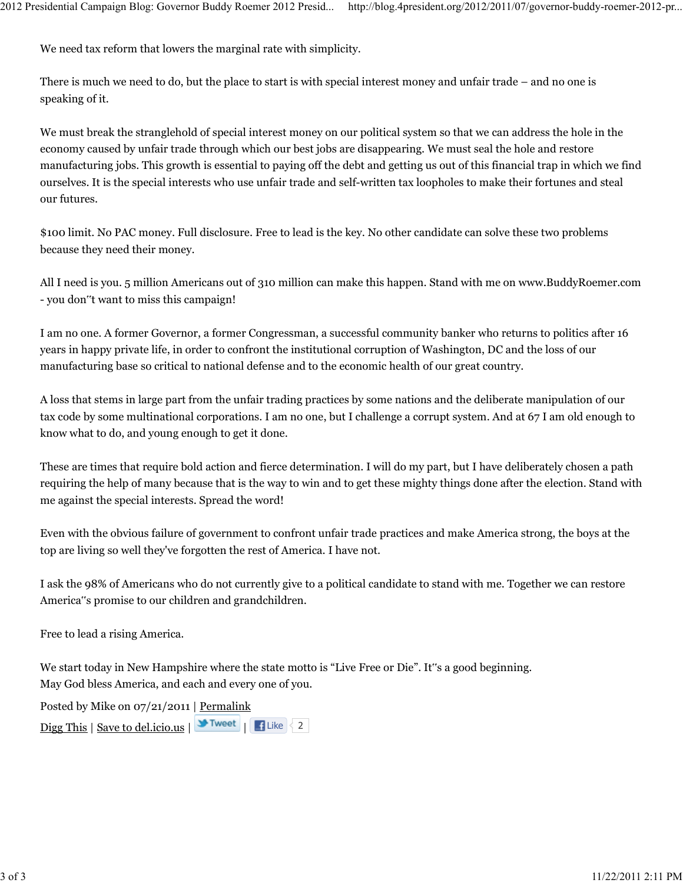We need tax reform that lowers the marginal rate with simplicity.

There is much we need to do, but the place to start is with special interest money and unfair trade – and no one is speaking of it.

We must break the stranglehold of special interest money on our political system so that we can address the hole in the economy caused by unfair trade through which our best jobs are disappearing. We must seal the hole and restore manufacturing jobs. This growth is essential to paying off the debt and getting us out of this financial trap in which we find ourselves. It is the special interests who use unfair trade and self-written tax loopholes to make their fortunes and steal our futures.

$100 limit. No PAC money. Full disclosure. Free to lead is the key. No other candidate can solve these two problems because they need their money.

All I need is you. 5 million Americans out of 310 million can make this happen. Stand with me on www.BuddyRoemer.com - you don'‘t want to miss this campaign!

I am no one. A former Governor, a former Congressman, a successful community banker who returns to politics after 16 years in happy private life, in order to confront the institutional corruption of Washington, DC and the loss of our manufacturing base so critical to national defense and to the economic health of our great country.

A loss that stems in large part from the unfair trading practices by some nations and the deliberate manipulation of our tax code by some multinational corporations. I am no one, but I challenge a corrupt system. And at 67 I am old enough to know what to do, and young enough to get it done.

These are times that require bold action and fierce determination. I will do my part, but I have deliberately chosen a path requiring the help of many because that is the way to win and to get these mighty things done after the election. Stand with me against the special interests. Spread the word!

Even with the obvious failure of government to confront unfair trade practices and make America strong, the boys at the top are living so well they've forgotten the rest of America. I have not.

I ask the 98% of Americans who do not currently give to a political candidate to stand with me. Together we can restore America'‘s promise to our children and grandchildren.

Free to lead a rising America.

We start today in New Hampshire where the state motto is “Live Free or Die”. It'‘s a good beginning.
May God bless America, and each and every one of you.

Posted by Mike on 07/21/2011 | Permalink

Digg This | Save to del.icio.us | Tweet | Like 2